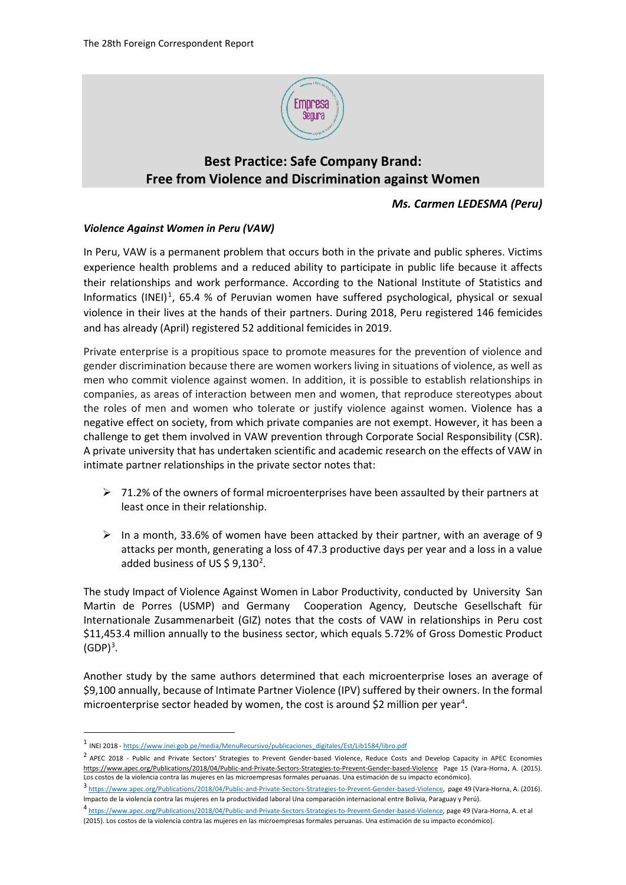## Best Practice: Safe Company Brand: Free from Violence and Discrimination against Women

***Ms. Carmen LEDESMA (Peru)***

***Violence Against Women in Peru (VAW)***

In Peru, VAW is a permanent problem that occurs both in the private and public spheres. Victims experience health problems and a reduced ability to participate in public life because it affects their relationships and work performance. According to the National Institute of Statistics and Informatics (INEI)[1], 65.4 % of Peruvian women have suffered psychological, physical or sexual violence in their lives at the hands of their partners. During 2018, Peru registered 146 femicides and has already (April) registered 52 additional femicides in 2019.

Private enterprise is a propitious space to promote measures for the prevention of violence and gender discrimination because there are women workers living in situations of violence, as well as men who commit violence against women. In addition, it is possible to establish relationships in companies, as areas of interaction between men and women, that reproduce stereotypes about the roles of men and women who tolerate or justify violence against women. Violence has a negative effect on society, from which private companies are not exempt. However, it has been a challenge to get them involved in VAW prevention through Corporate Social Responsibility (CSR). A private university that has undertaken scientific and academic research on the effects of VAW in intimate partner relationships in the private sector notes that:

- 71.2% of the owners of formal microenterprises have been assaulted by their partners at least once in their relationship.
- In a month, 33.6% of women have been attacked by their partner, with an average of 9 attacks per month, generating a loss of 47.3 productive days per year and a loss in a value added business of US $ 9,130[2].

The study Impact of Violence Against Women in Labor Productivity, conducted by University San Martin de Porres (USMP) and Germany Cooperation Agency, Deutsche Gesellschaft für Internationale Zusammenarbeit (GIZ) notes that the costs of VAW in relationships in Peru cost $11,453.4 million annually to the business sector, which equals 5.72% of Gross Domestic Product (GDP)[3].

Another study by the same authors determined that each microenterprise loses an average of $9,100 annually, because of Intimate Partner Violence (IPV) suffered by their owners. In the formal microenterprise sector headed by women, the cost is around $2 million per year[4].

---

[1] INEI 2018 - https://www.inei.gob.pe/media/MenuRecursivo/publicaciones_digitales/Est/Lib1584/libro.pdf

[2] APEC 2018 - Public and Private Sectors' Strategies to Prevent Gender-based Violence, Reduce Costs and Develop Capacity in APEC Economies https://www.apec.org/Publications/2018/04/Public-and-Private-Sectors-Strategies-to-Prevent-Gender-based-Violence Page 15 (Vara-Horna, A. (2015). Los costos de la violencia contra las mujeres en las microempresas formales peruanas. Una estimación de su impacto económico).

[3] https://www.apec.org/Publications/2018/04/Public-and-Private-Sectors-Strategies-to-Prevent-Gender-based-Violence, page 49 (Vara-Horna, A. (2016). Impacto de la violencia contra las mujeres en la productividad laboral Una comparación internacional entre Bolivia, Paraguay y Perú).

[4] https://www.apec.org/Publications/2018/04/Public-and-Private-Sectors-Strategies-to-Prevent-Gender-based-Violence, page 49 (Vara-Horna, A. et al (2015). Los costos de la violencia contra las mujeres en las microempresas formales peruanas. Una estimación de su impacto económico).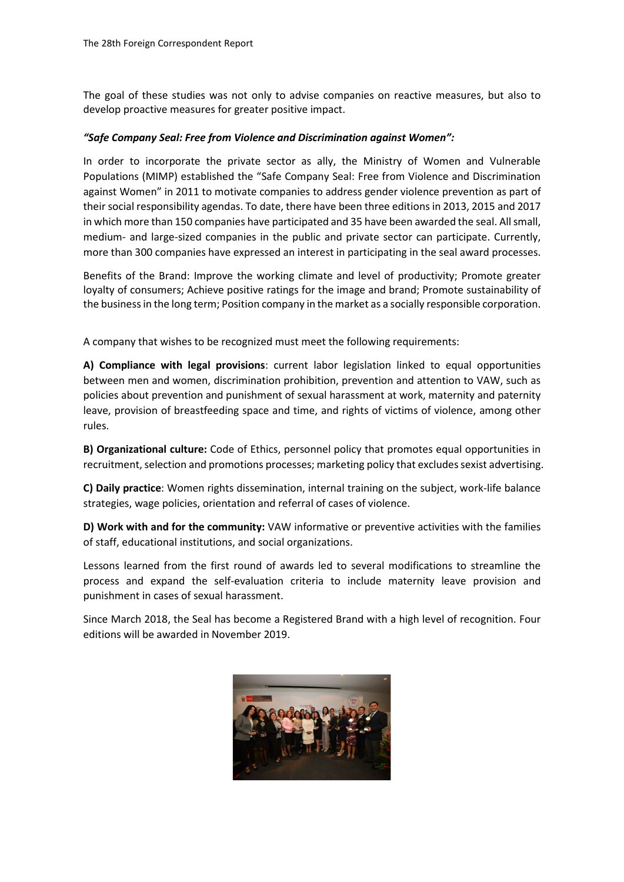The goal of these studies was not only to advise companies on reactive measures, but also to develop proactive measures for greater positive impact.

### *"Safe Company Seal: Free from Violence and Discrimination against Women":*

In order to incorporate the private sector as ally, the Ministry of Women and Vulnerable Populations (MIMP) established the "Safe Company Seal: Free from Violence and Discrimination against Women" in 2011 to motivate companies to address gender violence prevention as part of their social responsibility agendas. To date, there have been three editions in 2013, 2015 and 2017 in which more than 150 companies have participated and 35 have been awarded the seal. All small, medium- and large-sized companies in the public and private sector can participate. Currently, more than 300 companies have expressed an interest in participating in the seal award processes.

Benefits of the Brand: Improve the working climate and level of productivity; Promote greater loyalty of consumers; Achieve positive ratings for the image and brand; Promote sustainability of the business in the long term; Position company in the market as a socially responsible corporation.

A company that wishes to be recognized must meet the following requirements:

**A) Compliance with legal provisions**: current labor legislation linked to equal opportunities between men and women, discrimination prohibition, prevention and attention to VAW, such as policies about prevention and punishment of sexual harassment at work, maternity and paternity leave, provision of breastfeeding space and time, and rights of victims of violence, among other rules.

**B) Organizational culture:** Code of Ethics, personnel policy that promotes equal opportunities in recruitment, selection and promotions processes; marketing policy that excludes sexist advertising.

**C) Daily practice**: Women rights dissemination, internal training on the subject, work-life balance strategies, wage policies, orientation and referral of cases of violence.

**D) Work with and for the community:** VAW informative or preventive activities with the families of staff, educational institutions, and social organizations.

Lessons learned from the first round of awards led to several modifications to streamline the process and expand the self-evaluation criteria to include maternity leave provision and punishment in cases of sexual harassment.

Since March 2018, the Seal has become a Registered Brand with a high level of recognition. Four editions will be awarded in November 2019.